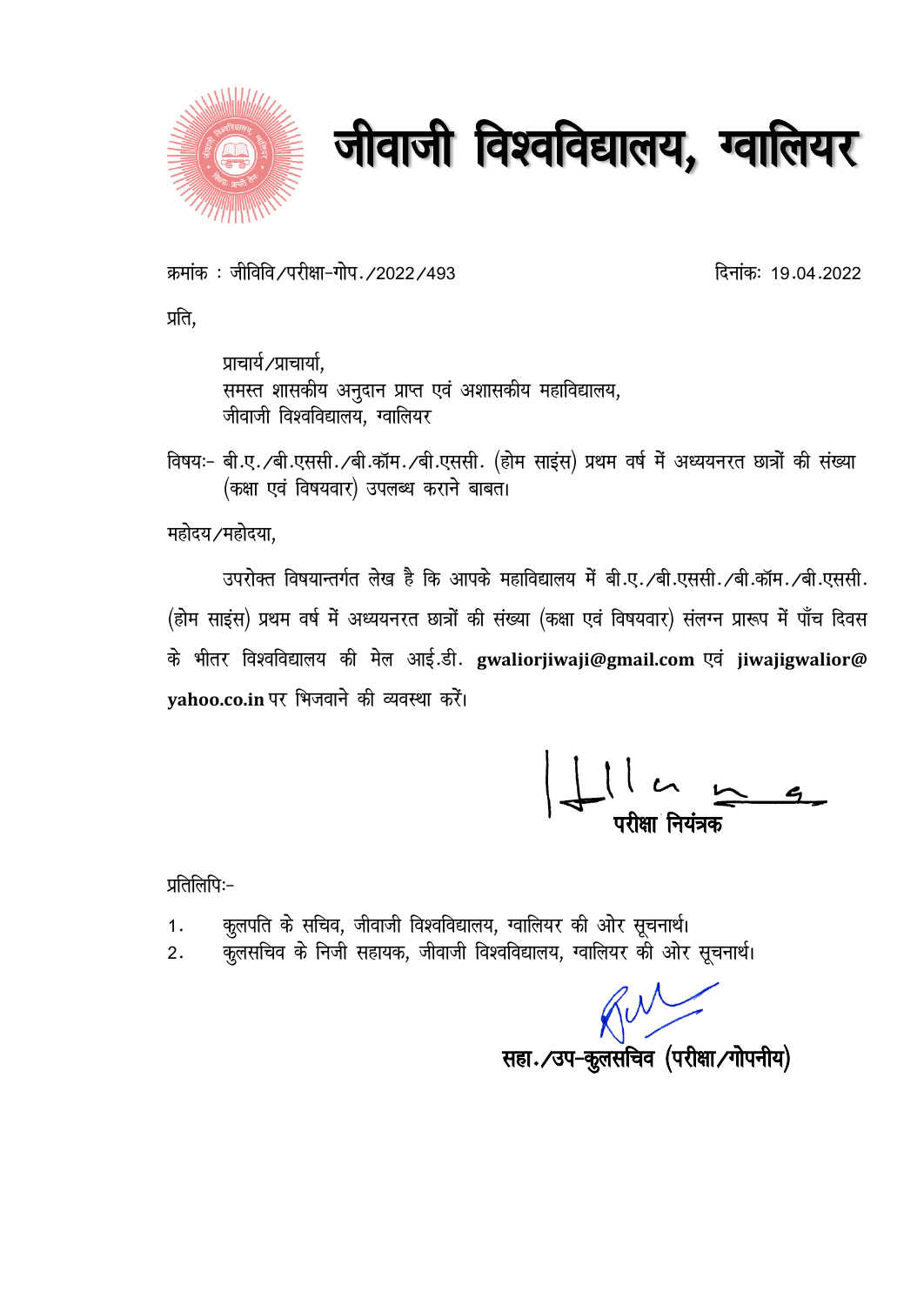# जीवाजी विश्वविद्यालय, ग्वालियर

क्रमांक : जीविवि/परीक्षा-गोप./2022/493　　　　　　　　　　　　　　　　दिनांकः 19.04.2022

प्रति,

प्राचार्य/प्राचार्या,
समस्त शासकीय अनुदान प्राप्त एवं अशासकीय महाविद्यालय,
जीवाजी विश्वविद्यालय, ग्वालियर

विषयः- बी.ए./बी.एससी./बी.कॉम./बी.एससी. (होम साइंस) प्रथम वर्ष में अध्ययनरत छात्रों की संख्या (कक्षा एवं विषयवार) उपलब्ध कराने बाबत।

महोदय/महोदया,

उपरोक्त विषयान्तर्गत लेख है कि आपके महाविद्यालय में बी.ए./बी.एससी./बी.कॉम./बी.एससी. (होम साइंस) प्रथम वर्ष में अध्ययनरत छात्रों की संख्या (कक्षा एवं विषयवार) संलग्न प्रारूप में पाँच दिवस के भीतर विश्वविद्यालय की मेल आई.डी. **gwaliorjiwaji@gmail.com** एवं **jiwajigwalior@yahoo.co.in** पर भिजवाने की व्यवस्था करें।

**परीक्षा नियंत्रक**

प्रतिलिपिः-

1. कुलपति के सचिव, जीवाजी विश्वविद्यालय, ग्वालियर की ओर सूचनार्थ।
2. कुलसचिव के निजी सहायक, जीवाजी विश्वविद्यालय, ग्वालियर की ओर सूचनार्थ।

**सहा./उप-कुलसचिव (परीक्षा/गोपनीय)**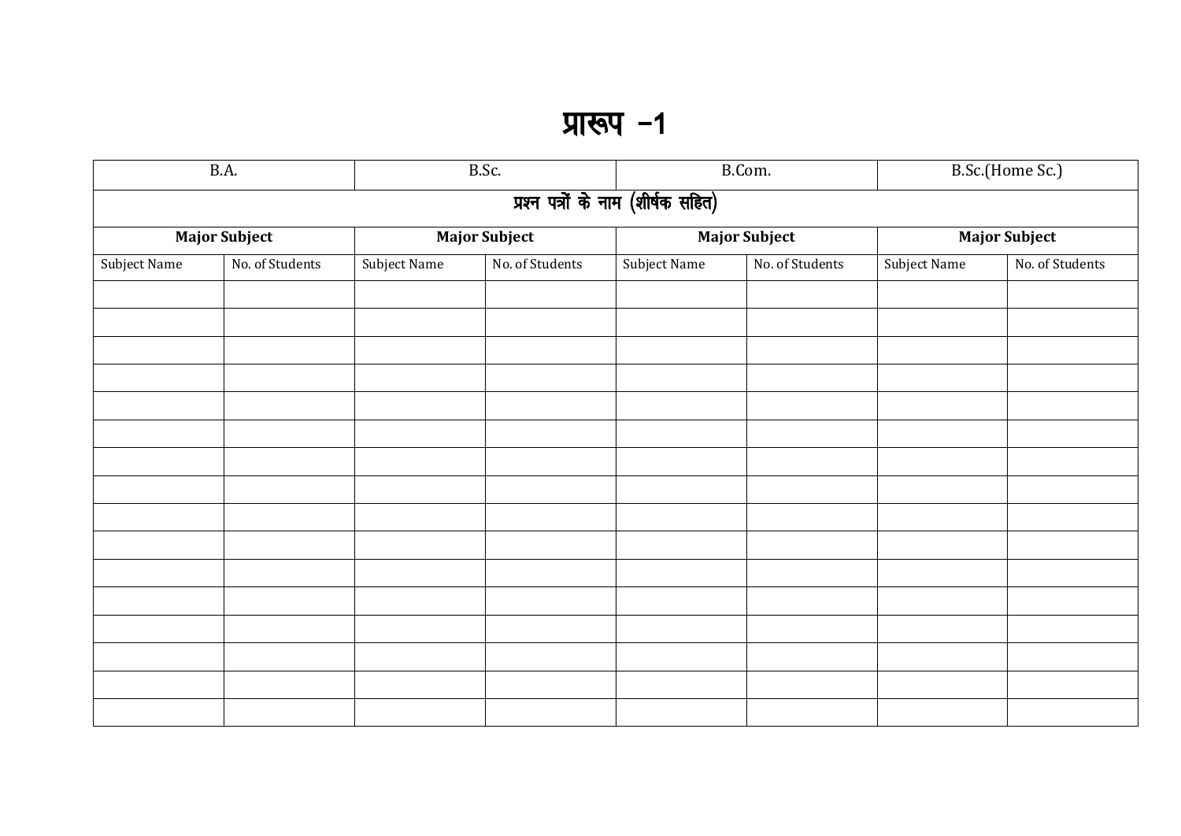# प्रारूप -1

| B.A. | | B.Sc. | | B.Com. | | B.Sc.(Home Sc.) | |
|---|---|---|---|---|---|---|---|
| प्रश्न पत्रों के नाम (शीर्षक सहित) | | | | | | | |
| **Major Subject** | | **Major Subject** | | **Major Subject** | | **Major Subject** | |
| Subject Name | No. of Students | Subject Name | No. of Students | Subject Name | No. of Students | Subject Name | No. of Students |
| | | | | | | | |
| | | | | | | | |
| | | | | | | | |
| | | | | | | | |
| | | | | | | | |
| | | | | | | | |
| | | | | | | | |
| | | | | | | | |
| | | | | | | | |
| | | | | | | | |
| | | | | | | | |
| | | | | | | | |
| | | | | | | | |
| | | | | | | | |
| | | | | | | | |
| | | | | | | | |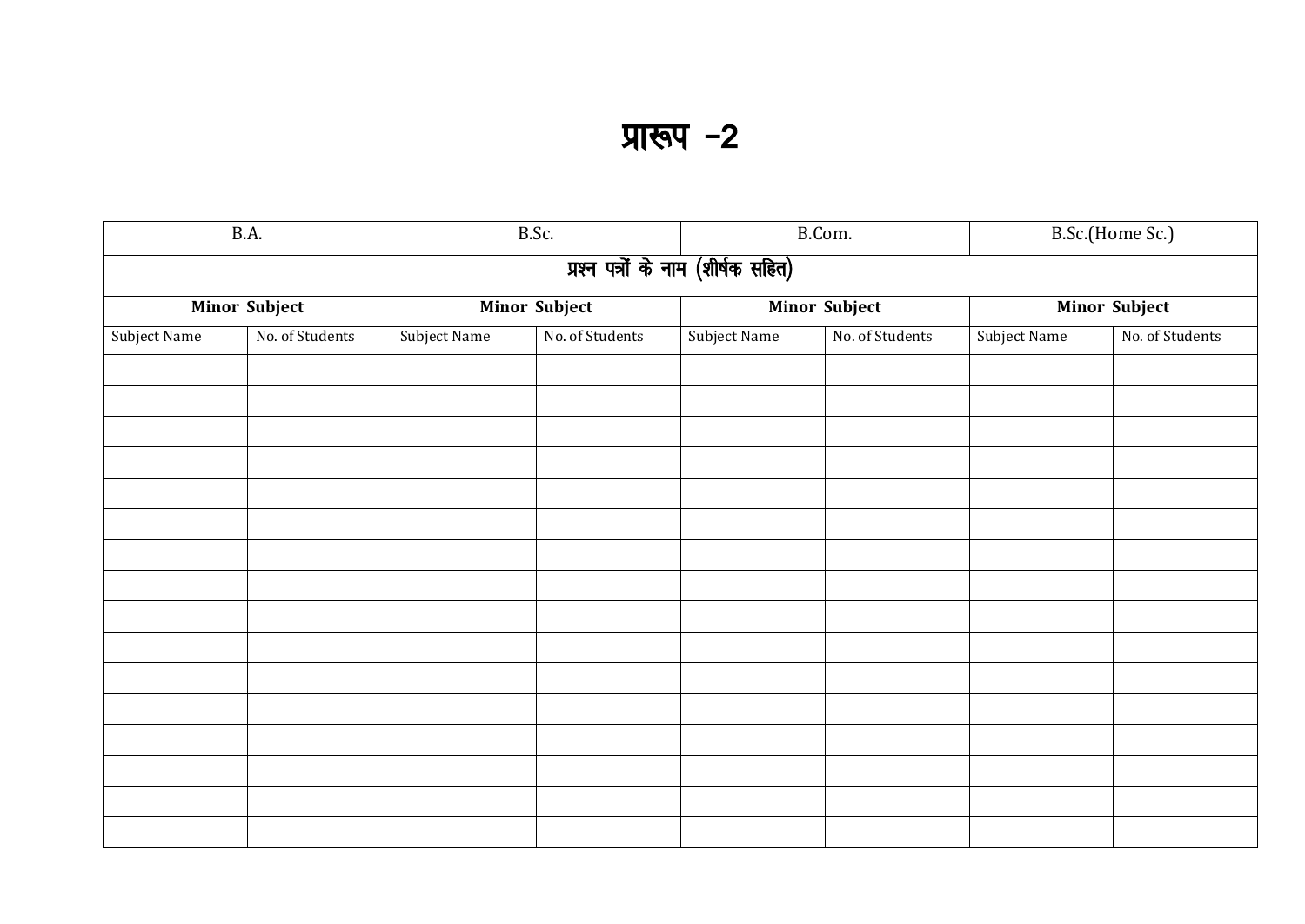# प्रारूप –2

| B.A. | | B.Sc. | | B.Com. | | B.Sc.(Home Sc.) | |
|---|---|---|---|---|---|---|---|
| प्रश्न पत्रों के नाम (शीर्षक सहित) | | | | | | | |
| **Minor Subject** | | **Minor Subject** | | **Minor Subject** | | **Minor Subject** | |
| Subject Name | No. of Students | Subject Name | No. of Students | Subject Name | No. of Students | Subject Name | No. of Students |
| | | | | | | | |
| | | | | | | | |
| | | | | | | | |
| | | | | | | | |
| | | | | | | | |
| | | | | | | | |
| | | | | | | | |
| | | | | | | | |
| | | | | | | | |
| | | | | | | | |
| | | | | | | | |
| | | | | | | | |
| | | | | | | | |
| | | | | | | | |
| | | | | | | | |
| | | | | | | | |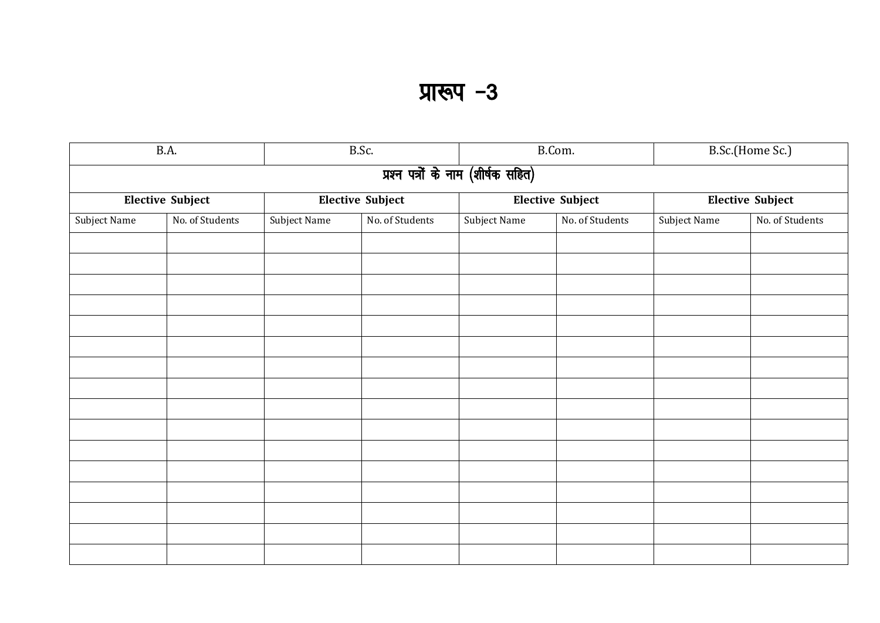# प्रारूप –3

| B.A. | | B.Sc. | | B.Com. | | B.Sc.(Home Sc.) | |
|---|---|---|---|---|---|---|---|
| प्रश्न पत्रों के नाम (शीर्षक सहित) | | | | | | | |
| **Elective Subject** | | **Elective Subject** | | **Elective Subject** | | **Elective Subject** | |
| Subject Name | No. of Students | Subject Name | No. of Students | Subject Name | No. of Students | Subject Name | No. of Students |
| | | | | | | | |
| | | | | | | | |
| | | | | | | | |
| | | | | | | | |
| | | | | | | | |
| | | | | | | | |
| | | | | | | | |
| | | | | | | | |
| | | | | | | | |
| | | | | | | | |
| | | | | | | | |
| | | | | | | | |
| | | | | | | | |
| | | | | | | | |
| | | | | | | | |
| | | | | | | | |